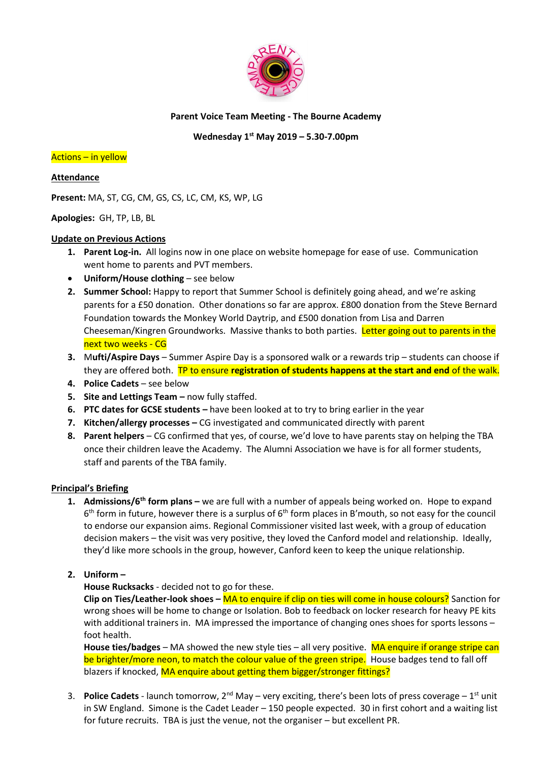**Parent Voice Team Meeting - The Bourne Academy**

**Wednesday 1st May 2019 – 5.30-7.00pm**

Actions – in yellow

**Attendance**

**Present:** MA, ST, CG, CM, GS, CS, LC, CM, KS, WP, LG

**Apologies:** GH, TP, LB, BL

**Update on Previous Actions**

1. **Parent Log-in.** All logins now in one place on website homepage for ease of use. Communication went home to parents and PVT members.

- **Uniform/House clothing** – see below

2. **Summer School:** Happy to report that Summer School is definitely going ahead, and we're asking parents for a £50 donation. Other donations so far are approx. £800 donation from the Steve Bernard Foundation towards the Monkey World Daytrip, and £500 donation from Lisa and Darren Cheeseman/Kingren Groundworks. Massive thanks to both parties. Letter going out to parents in the next two weeks - CG
3. **Mufti/Aspire Days** – Summer Aspire Day is a sponsored walk or a rewards trip – students can choose if they are offered both. TP to ensure **registration of students happens at the start and end** of the walk.
4. **Police Cadets** – see below
5. **Site and Lettings Team –** now fully staffed.
6. **PTC dates for GCSE students –** have been looked at to try to bring earlier in the year
7. **Kitchen/allergy processes –** CG investigated and communicated directly with parent
8. **Parent helpers** – CG confirmed that yes, of course, we'd love to have parents stay on helping the TBA once their children leave the Academy. The Alumni Association we have is for all former students, staff and parents of the TBA family.

**Principal's Briefing**

1. **Admissions/6th form plans –** we are full with a number of appeals being worked on. Hope to expand 6th form in future, however there is a surplus of 6th form places in B'mouth, so not easy for the council to endorse our expansion aims. Regional Commissioner visited last week, with a group of education decision makers – the visit was very positive, they loved the Canford model and relationship. Ideally, they'd like more schools in the group, however, Canford keen to keep the unique relationship.

2. **Uniform –**

   **House Rucksacks** - decided not to go for these.

   **Clip on Ties/Leather-look shoes –** MA to enquire if clip on ties will come in house colours? Sanction for wrong shoes will be home to change or Isolation. Bob to feedback on locker research for heavy PE kits with additional trainers in. MA impressed the importance of changing ones shoes for sports lessons – foot health.

   **House ties/badges** – MA showed the new style ties – all very positive. MA enquire if orange stripe can be brighter/more neon, to match the colour value of the green stripe. House badges tend to fall off blazers if knocked, MA enquire about getting them bigger/stronger fittings?

3. **Police Cadets** - launch tomorrow, 2nd May – very exciting, there's been lots of press coverage – 1st unit in SW England. Simone is the Cadet Leader – 150 people expected. 30 in first cohort and a waiting list for future recruits. TBA is just the venue, not the organiser – but excellent PR.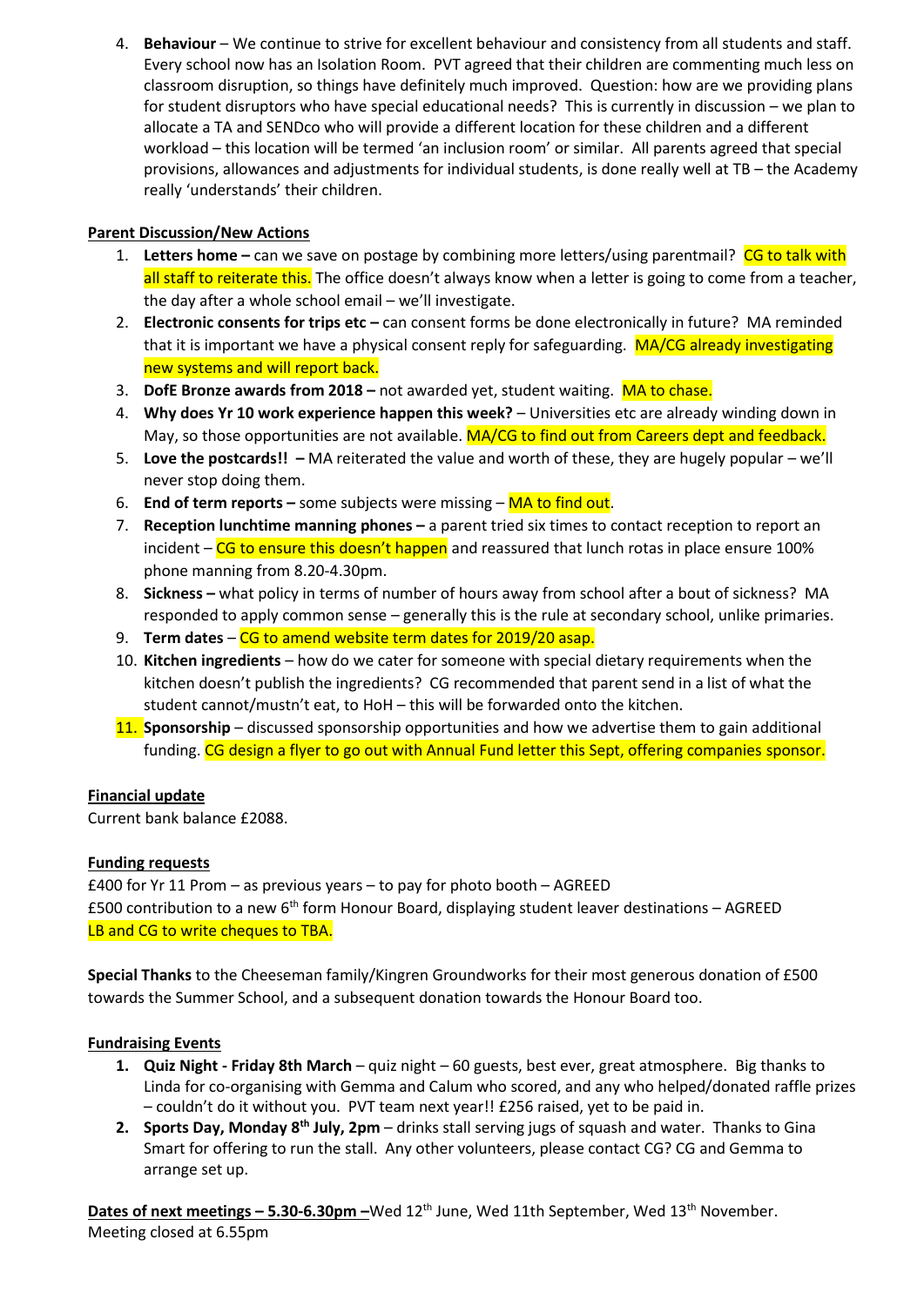4. **Behaviour** – We continue to strive for excellent behaviour and consistency from all students and staff. Every school now has an Isolation Room. PVT agreed that their children are commenting much less on classroom disruption, so things have definitely much improved. Question: how are we providing plans for student disruptors who have special educational needs? This is currently in discussion – we plan to allocate a TA and SENDco who will provide a different location for these children and a different workload – this location will be termed 'an inclusion room' or similar. All parents agreed that special provisions, allowances and adjustments for individual students, is done really well at TB – the Academy really 'understands' their children.

**Parent Discussion/New Actions**

1. **Letters home –** can we save on postage by combining more letters/using parentmail? CG to talk with all staff to reiterate this. The office doesn't always know when a letter is going to come from a teacher, the day after a whole school email – we'll investigate.
2. **Electronic consents for trips etc –** can consent forms be done electronically in future? MA reminded that it is important we have a physical consent reply for safeguarding. MA/CG already investigating new systems and will report back.
3. **DofE Bronze awards from 2018 –** not awarded yet, student waiting. MA to chase.
4. **Why does Yr 10 work experience happen this week?** – Universities etc are already winding down in May, so those opportunities are not available. MA/CG to find out from Careers dept and feedback.
5. **Love the postcards!! –** MA reiterated the value and worth of these, they are hugely popular – we'll never stop doing them.
6. **End of term reports –** some subjects were missing – MA to find out.
7. **Reception lunchtime manning phones –** a parent tried six times to contact reception to report an incident – CG to ensure this doesn't happen and reassured that lunch rotas in place ensure 100% phone manning from 8.20-4.30pm.
8. **Sickness –** what policy in terms of number of hours away from school after a bout of sickness? MA responded to apply common sense – generally this is the rule at secondary school, unlike primaries.
9. **Term dates** – CG to amend website term dates for 2019/20 asap.
10. **Kitchen ingredients** – how do we cater for someone with special dietary requirements when the kitchen doesn't publish the ingredients? CG recommended that parent send in a list of what the student cannot/mustn't eat, to HoH – this will be forwarded onto the kitchen.
11. **Sponsorship** – discussed sponsorship opportunities and how we advertise them to gain additional funding. CG design a flyer to go out with Annual Fund letter this Sept, offering companies sponsor.

**Financial update**

Current bank balance £2088.

**Funding requests**

£400 for Yr 11 Prom – as previous years – to pay for photo booth – AGREED
£500 contribution to a new 6th form Honour Board, displaying student leaver destinations – AGREED
LB and CG to write cheques to TBA.

**Special Thanks** to the Cheeseman family/Kingren Groundworks for their most generous donation of £500 towards the Summer School, and a subsequent donation towards the Honour Board too.

**Fundraising Events**

1. **Quiz Night - Friday 8th March** – quiz night – 60 guests, best ever, great atmosphere. Big thanks to Linda for co-organising with Gemma and Calum who scored, and any who helped/donated raffle prizes – couldn't do it without you. PVT team next year!! £256 raised, yet to be paid in.
2. **Sports Day, Monday 8th July, 2pm** – drinks stall serving jugs of squash and water. Thanks to Gina Smart for offering to run the stall. Any other volunteers, please contact CG? CG and Gemma to arrange set up.

**Dates of next meetings – 5.30-6.30pm –**Wed 12th June, Wed 11th September, Wed 13th November.
Meeting closed at 6.55pm